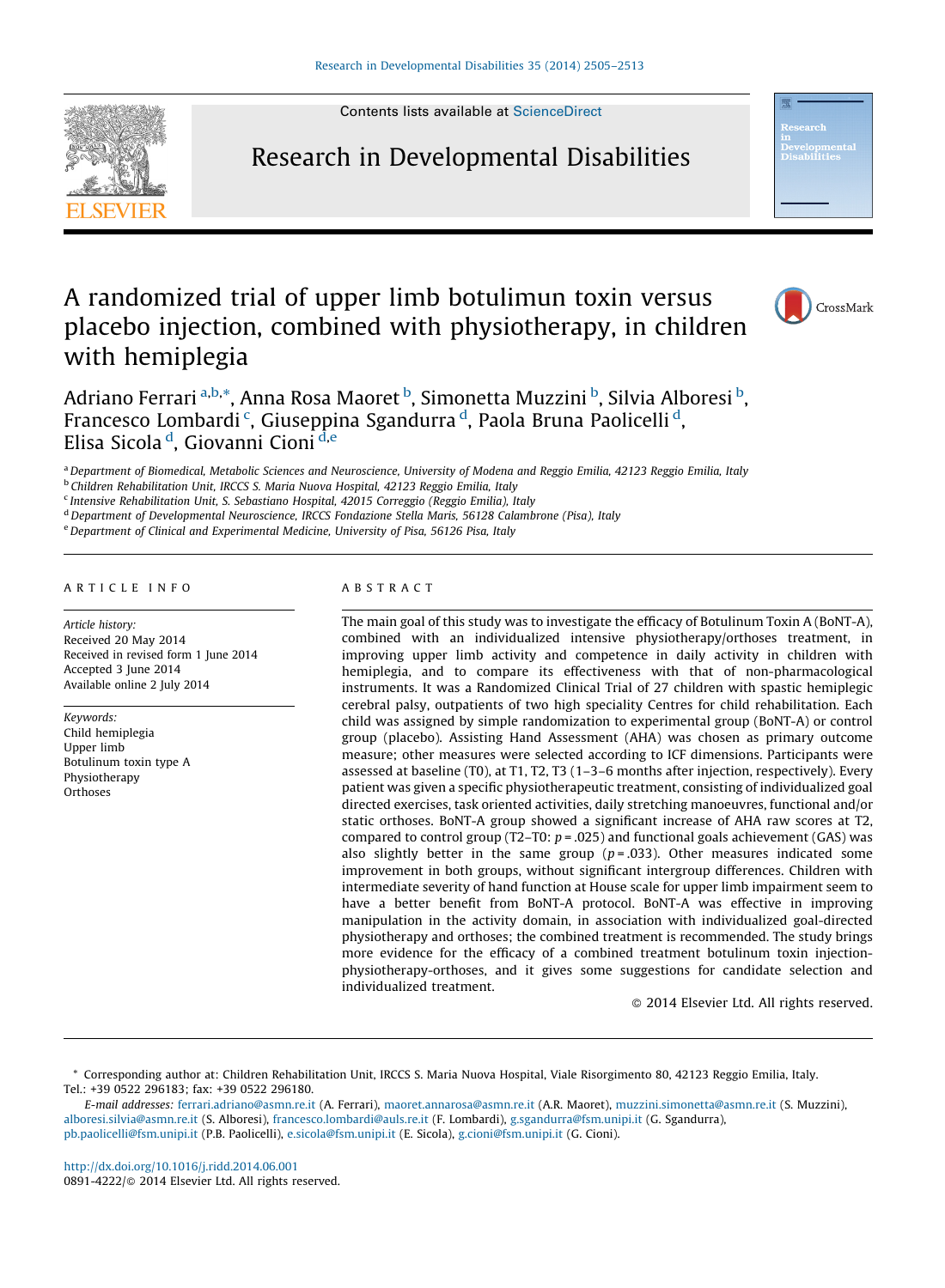Contents lists available at ScienceDirect

# Research in Developmental Disabilities

# A randomized trial of upper limb botulimun toxin versus placebo injection, combined with physiotherapy, in children with hemiplegia

Adriano Ferrari [a,b,*], Anna Rosa Maoret [b], Simonetta Muzzini [b], Silvia Alboresi [b], Francesco Lombardi [c], Giuseppina Sgandurra [d], Paola Bruna Paolicelli [d], Elisa Sicola [d], Giovanni Cioni [d,e]

[a] Department of Biomedical, Metabolic Sciences and Neuroscience, University of Modena and Reggio Emilia, 42123 Reggio Emilia, Italy
[b] Children Rehabilitation Unit, IRCCS S. Maria Nuova Hospital, 42123 Reggio Emilia, Italy
[c] Intensive Rehabilitation Unit, S. Sebastiano Hospital, 42015 Correggio (Reggio Emilia), Italy
[d] Department of Developmental Neuroscience, IRCCS Fondazione Stella Maris, 56128 Calambrone (Pisa), Italy
[e] Department of Clinical and Experimental Medicine, University of Pisa, 56126 Pisa, Italy

## ARTICLE INFO

*Article history:*
Received 20 May 2014
Received in revised form 1 June 2014
Accepted 3 June 2014
Available online 2 July 2014

*Keywords:*
Child hemiplegia
Upper limb
Botulinum toxin type A
Physiotherapy
Orthoses

## ABSTRACT

The main goal of this study was to investigate the efficacy of Botulinum Toxin A (BoNT-A), combined with an individualized intensive physiotherapy/orthoses treatment, in improving upper limb activity and competence in daily activity in children with hemiplegia, and to compare its effectiveness with that of non-pharmacological instruments. It was a Randomized Clinical Trial of 27 children with spastic hemiplegic cerebral palsy, outpatients of two high speciality Centres for child rehabilitation. Each child was assigned by simple randomization to experimental group (BoNT-A) or control group (placebo). Assisting Hand Assessment (AHA) was chosen as primary outcome measure; other measures were selected according to ICF dimensions. Participants were assessed at baseline (T0), at T1, T2, T3 (1–3–6 months after injection, respectively). Every patient was given a specific physiotherapeutic treatment, consisting of individualized goal directed exercises, task oriented activities, daily stretching manoeuvres, functional and/or static orthoses. BoNT-A group showed a significant increase of AHA raw scores at T2, compared to control group (T2–T0: $p = .025$) and functional goals achievement (GAS) was also slightly better in the same group ($p = .033$). Other measures indicated some improvement in both groups, without significant intergroup differences. Children with intermediate severity of hand function at House scale for upper limb impairment seem to have a better benefit from BoNT-A protocol. BoNT-A was effective in improving manipulation in the activity domain, in association with individualized goal-directed physiotherapy and orthoses; the combined treatment is recommended. The study brings more evidence for the efficacy of a combined treatment botulinum toxin injection-physiotherapy-orthoses, and it gives some suggestions for candidate selection and individualized treatment.

© 2014 Elsevier Ltd. All rights reserved.

* Corresponding author at: Children Rehabilitation Unit, IRCCS S. Maria Nuova Hospital, Viale Risorgimento 80, 42123 Reggio Emilia, Italy. Tel.: +39 0522 296183; fax: +39 0522 296180.
*E-mail addresses:* ferrari.adriano@asmn.re.it (A. Ferrari), maoret.annarosa@asmn.re.it (A.R. Maoret), muzzini.simonetta@asmn.re.it (S. Muzzini), alboresi.silvia@asmn.re.it (S. Alboresi), francesco.lombardi@auls.re.it (F. Lombardi), g.sgandurra@fsm.unipi.it (G. Sgandurra), pb.paolicelli@fsm.unipi.it (P.B. Paolicelli), e.sicola@fsm.unipi.it (E. Sicola), g.cioni@fsm.unipi.it (G. Cioni).

http://dx.doi.org/10.1016/j.ridd.2014.06.001
0891-4222/© 2014 Elsevier Ltd. All rights reserved.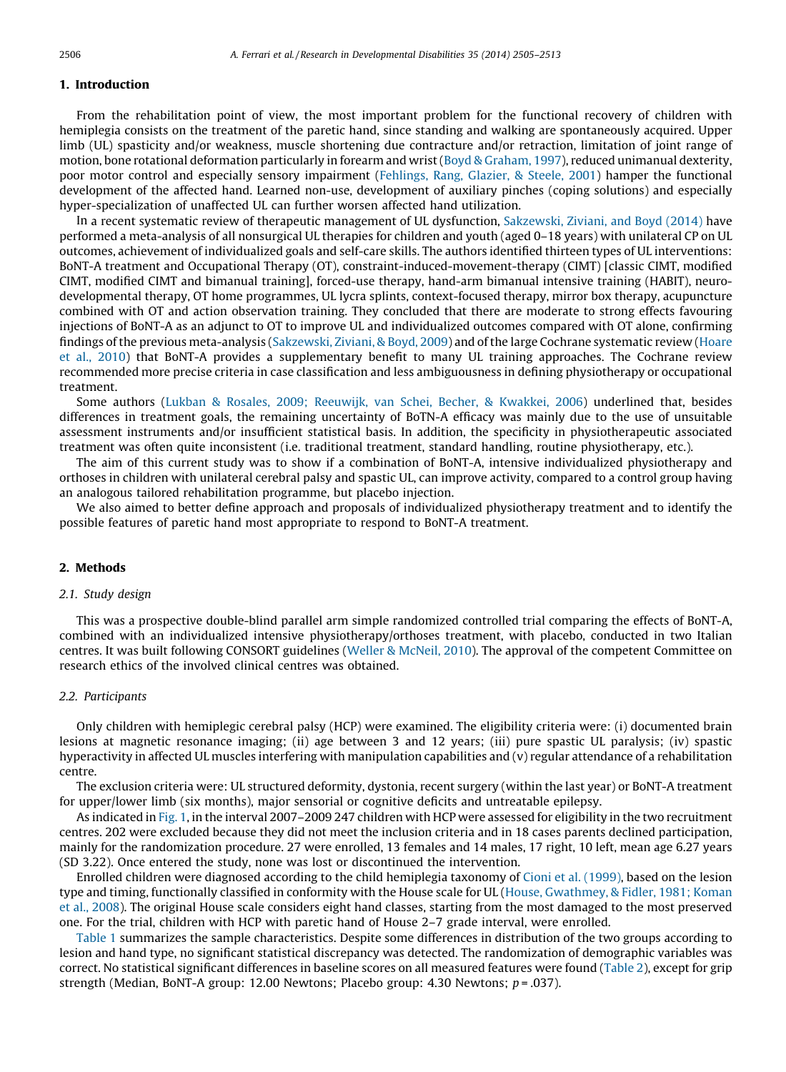## 1. Introduction

From the rehabilitation point of view, the most important problem for the functional recovery of children with hemiplegia consists on the treatment of the paretic hand, since standing and walking are spontaneously acquired. Upper limb (UL) spasticity and/or weakness, muscle shortening due contracture and/or retraction, limitation of joint range of motion, bone rotational deformation particularly in forearm and wrist (Boyd & Graham, 1997), reduced unimanual dexterity, poor motor control and especially sensory impairment (Fehlings, Rang, Glazier, & Steele, 2001) hamper the functional development of the affected hand. Learned non-use, development of auxiliary pinches (coping solutions) and especially hyper-specialization of unaffected UL can further worsen affected hand utilization.

In a recent systematic review of therapeutic management of UL dysfunction, Sakzewski, Ziviani, and Boyd (2014) have performed a meta-analysis of all nonsurgical UL therapies for children and youth (aged 0–18 years) with unilateral CP on UL outcomes, achievement of individualized goals and self-care skills. The authors identified thirteen types of UL interventions: BoNT-A treatment and Occupational Therapy (OT), constraint-induced-movement-therapy (CIMT) [classic CIMT, modified CIMT, modified CIMT and bimanual training], forced-use therapy, hand-arm bimanual intensive training (HABIT), neuro-developmental therapy, OT home programmes, UL lycra splints, context-focused therapy, mirror box therapy, acupuncture combined with OT and action observation training. They concluded that there are moderate to strong effects favouring injections of BoNT-A as an adjunct to OT to improve UL and individualized outcomes compared with OT alone, confirming findings of the previous meta-analysis (Sakzewski, Ziviani, & Boyd, 2009) and of the large Cochrane systematic review (Hoare et al., 2010) that BoNT-A provides a supplementary benefit to many UL training approaches. The Cochrane review recommended more precise criteria in case classification and less ambiguousness in defining physiotherapy or occupational treatment.

Some authors (Lukban & Rosales, 2009; Reeuwijk, van Schei, Becher, & Kwakkei, 2006) underlined that, besides differences in treatment goals, the remaining uncertainty of BoTN-A efficacy was mainly due to the use of unsuitable assessment instruments and/or insufficient statistical basis. In addition, the specificity in physiotherapeutic associated treatment was often quite inconsistent (i.e. traditional treatment, standard handling, routine physiotherapy, etc.).

The aim of this current study was to show if a combination of BoNT-A, intensive individualized physiotherapy and orthoses in children with unilateral cerebral palsy and spastic UL, can improve activity, compared to a control group having an analogous tailored rehabilitation programme, but placebo injection.

We also aimed to better define approach and proposals of individualized physiotherapy treatment and to identify the possible features of paretic hand most appropriate to respond to BoNT-A treatment.

## 2. Methods

### 2.1. Study design

This was a prospective double-blind parallel arm simple randomized controlled trial comparing the effects of BoNT-A, combined with an individualized intensive physiotherapy/orthoses treatment, with placebo, conducted in two Italian centres. It was built following CONSORT guidelines (Weller & McNeil, 2010). The approval of the competent Committee on research ethics of the involved clinical centres was obtained.

### 2.2. Participants

Only children with hemiplegic cerebral palsy (HCP) were examined. The eligibility criteria were: (i) documented brain lesions at magnetic resonance imaging; (ii) age between 3 and 12 years; (iii) pure spastic UL paralysis; (iv) spastic hyperactivity in affected UL muscles interfering with manipulation capabilities and (v) regular attendance of a rehabilitation centre.

The exclusion criteria were: UL structured deformity, dystonia, recent surgery (within the last year) or BoNT-A treatment for upper/lower limb (six months), major sensorial or cognitive deficits and untreatable epilepsy.

As indicated in Fig. 1, in the interval 2007–2009 247 children with HCP were assessed for eligibility in the two recruitment centres. 202 were excluded because they did not meet the inclusion criteria and in 18 cases parents declined participation, mainly for the randomization procedure. 27 were enrolled, 13 females and 14 males, 17 right, 10 left, mean age 6.27 years (SD 3.22). Once entered the study, none was lost or discontinued the intervention.

Enrolled children were diagnosed according to the child hemiplegia taxonomy of Cioni et al. (1999), based on the lesion type and timing, functionally classified in conformity with the House scale for UL (House, Gwathmey, & Fidler, 1981; Koman et al., 2008). The original House scale considers eight hand classes, starting from the most damaged to the most preserved one. For the trial, children with HCP with paretic hand of House 2–7 grade interval, were enrolled.

Table 1 summarizes the sample characteristics. Despite some differences in distribution of the two groups according to lesion and hand type, no significant statistical discrepancy was detected. The randomization of demographic variables was correct. No statistical significant differences in baseline scores on all measured features were found (Table 2), except for grip strength (Median, BoNT-A group: 12.00 Newtons; Placebo group: 4.30 Newtons; $p = .037$).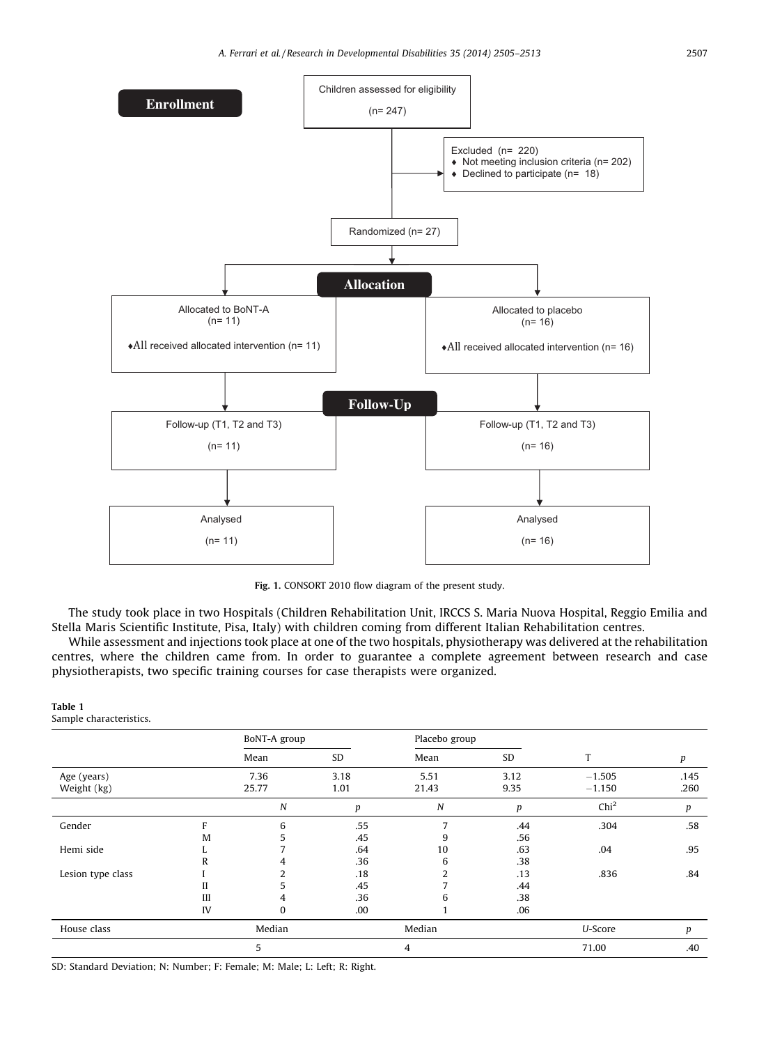**Enrollment**

Children assessed for eligibility (n= 247)

Excluded (n= 220)
- Not meeting inclusion criteria (n= 202)
- Declined to participate (n= 18)

Randomized (n= 27)

**Allocation**

| Allocated to BoNT-A (n= 11) | Allocated to placebo (n= 16) |
|---|---|
| All received allocated intervention (n= 11) | All received allocated intervention (n= 16) |

**Follow-Up**

| Follow-up (T1, T2 and T3) (n= 11) | Follow-up (T1, T2 and T3) (n= 16) |
|---|---|
| Analysed (n= 11) | Analysed (n= 16) |

**Fig. 1.** CONSORT 2010 flow diagram of the present study.

The study took place in two Hospitals (Children Rehabilitation Unit, IRCCS S. Maria Nuova Hospital, Reggio Emilia and Stella Maris Scientific Institute, Pisa, Italy) with children coming from different Italian Rehabilitation centres.

While assessment and injections took place at one of the two hospitals, physiotherapy was delivered at the rehabilitation centres, where the children came from. In order to guarantee a complete agreement between research and case physiotherapists, two specific training courses for case therapists were organized.

**Table 1**
Sample characteristics.

| | | BoNT-A group | | Placebo group | | | |
|---|---|---|---|---|---|---|---|
| | | Mean | SD | Mean | SD | T | *p* |
| Age (years) | | 7.36 | 3.18 | 5.51 | 3.12 | −1.505 | .145 |
| Weight (kg) | | 25.77 | 1.01 | 21.43 | 9.35 | −1.150 | .260 |
| | | *N* | *p* | *N* | *p* | $Chi^2$ | *p* |
| Gender | F | 6 | .55 | 7 | .44 | .304 | .58 |
| | M | 5 | .45 | 9 | .56 | | |
| Hemi side | L | 7 | .64 | 10 | .63 | .04 | .95 |
| | R | 4 | .36 | 6 | .38 | | |
| Lesion type class | I | 2 | .18 | 2 | .13 | .836 | .84 |
| | II | 5 | .45 | 7 | .44 | | |
| | III | 4 | .36 | 6 | .38 | | |
| | IV | 0 | .00 | 1 | .06 | | |
| House class | | Median | | Median | | *U*-Score | *p* |
| | | 5 | | 4 | | 71.00 | .40 |

SD: Standard Deviation; N: Number; F: Female; M: Male; L: Left; R: Right.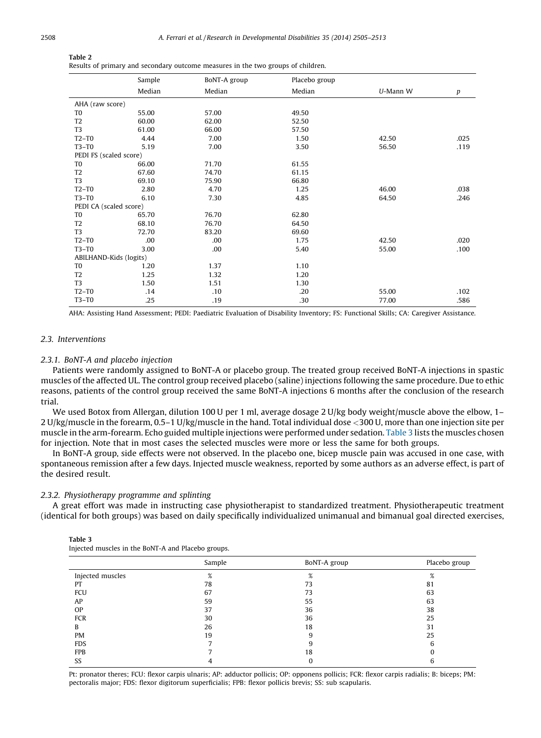**Table 2**
Results of primary and secondary outcome measures in the two groups of children.

| | Sample | BoNT-A group | Placebo group | | |
|---|---|---|---|---|---|
| | Median | Median | Median | *U*-Mann W | *p* |
| AHA (raw score) | | | | | |
| T0 | 55.00 | 57.00 | 49.50 | | |
| T2 | 60.00 | 62.00 | 52.50 | | |
| T3 | 61.00 | 66.00 | 57.50 | | |
| T2–T0 | 4.44 | 7.00 | 1.50 | 42.50 | .025 |
| T3–T0 | 5.19 | 7.00 | 3.50 | 56.50 | .119 |
| PEDI FS (scaled score) | | | | | |
| T0 | 66.00 | 71.70 | 61.55 | | |
| T2 | 67.60 | 74.70 | 61.15 | | |
| T3 | 69.10 | 75.90 | 66.80 | | |
| T2–T0 | 2.80 | 4.70 | 1.25 | 46.00 | .038 |
| T3–T0 | 6.10 | 7.30 | 4.85 | 64.50 | .246 |
| PEDI CA (scaled score) | | | | | |
| T0 | 65.70 | 76.70 | 62.80 | | |
| T2 | 68.10 | 76.70 | 64.50 | | |
| T3 | 72.70 | 83.20 | 69.60 | | |
| T2–T0 | .00 | .00 | 1.75 | 42.50 | .020 |
| T3–T0 | 3.00 | .00 | 5.40 | 55.00 | .100 |
| ABILHAND-Kids (logits) | | | | | |
| T0 | 1.20 | 1.37 | 1.10 | | |
| T2 | 1.25 | 1.32 | 1.20 | | |
| T3 | 1.50 | 1.51 | 1.30 | | |
| T2–T0 | .14 | .10 | .20 | 55.00 | .102 |
| T3–T0 | .25 | .19 | .30 | 77.00 | .586 |

AHA: Assisting Hand Assessment; PEDI: Paediatric Evaluation of Disability Inventory; FS: Functional Skills; CA: Caregiver Assistance.

### 2.3. Interventions

#### 2.3.1. BoNT-A and placebo injection

Patients were randomly assigned to BoNT-A or placebo group. The treated group received BoNT-A injections in spastic muscles of the affected UL. The control group received placebo (saline) injections following the same procedure. Due to ethic reasons, patients of the control group received the same BoNT-A injections 6 months after the conclusion of the research trial.

We used Botox from Allergan, dilution 100 U per 1 ml, average dosage 2 U/kg body weight/muscle above the elbow, 1–2 U/kg/muscle in the forearm, 0.5–1 U/kg/muscle in the hand. Total individual dose <300 U, more than one injection site per muscle in the arm-forearm. Echo guided multiple injections were performed under sedation. Table 3 lists the muscles chosen for injection. Note that in most cases the selected muscles were more or less the same for both groups.

In BoNT-A group, side effects were not observed. In the placebo one, bicep muscle pain was accused in one case, with spontaneous remission after a few days. Injected muscle weakness, reported by some authors as an adverse effect, is part of the desired result.

#### 2.3.2. Physiotherapy programme and splinting

A great effort was made in instructing case physiotherapist to standardized treatment. Physiotherapeutic treatment (identical for both groups) was based on daily specifically individualized unimanual and bimanual goal directed exercises,

**Table 3**
Injected muscles in the BoNT-A and Placebo groups.

| | Sample | BoNT-A group | Placebo group |
|---|---|---|---|
| Injected muscles | % | % | % |
| PT | 78 | 73 | 81 |
| FCU | 67 | 73 | 63 |
| AP | 59 | 55 | 63 |
| OP | 37 | 36 | 38 |
| FCR | 30 | 36 | 25 |
| B | 26 | 18 | 31 |
| PM | 19 | 9 | 25 |
| FDS | 7 | 9 | 6 |
| FPB | 7 | 18 | 0 |
| SS | 4 | 0 | 6 |

Pt: pronator theres; FCU: flexor carpis ulnaris; AP: adductor pollicis; OP: opponens pollicis; FCR: flexor carpis radialis; B: biceps; PM: pectoralis major; FDS: flexor digitorum superficialis; FPB: flexor pollicis brevis; SS: sub scapularis.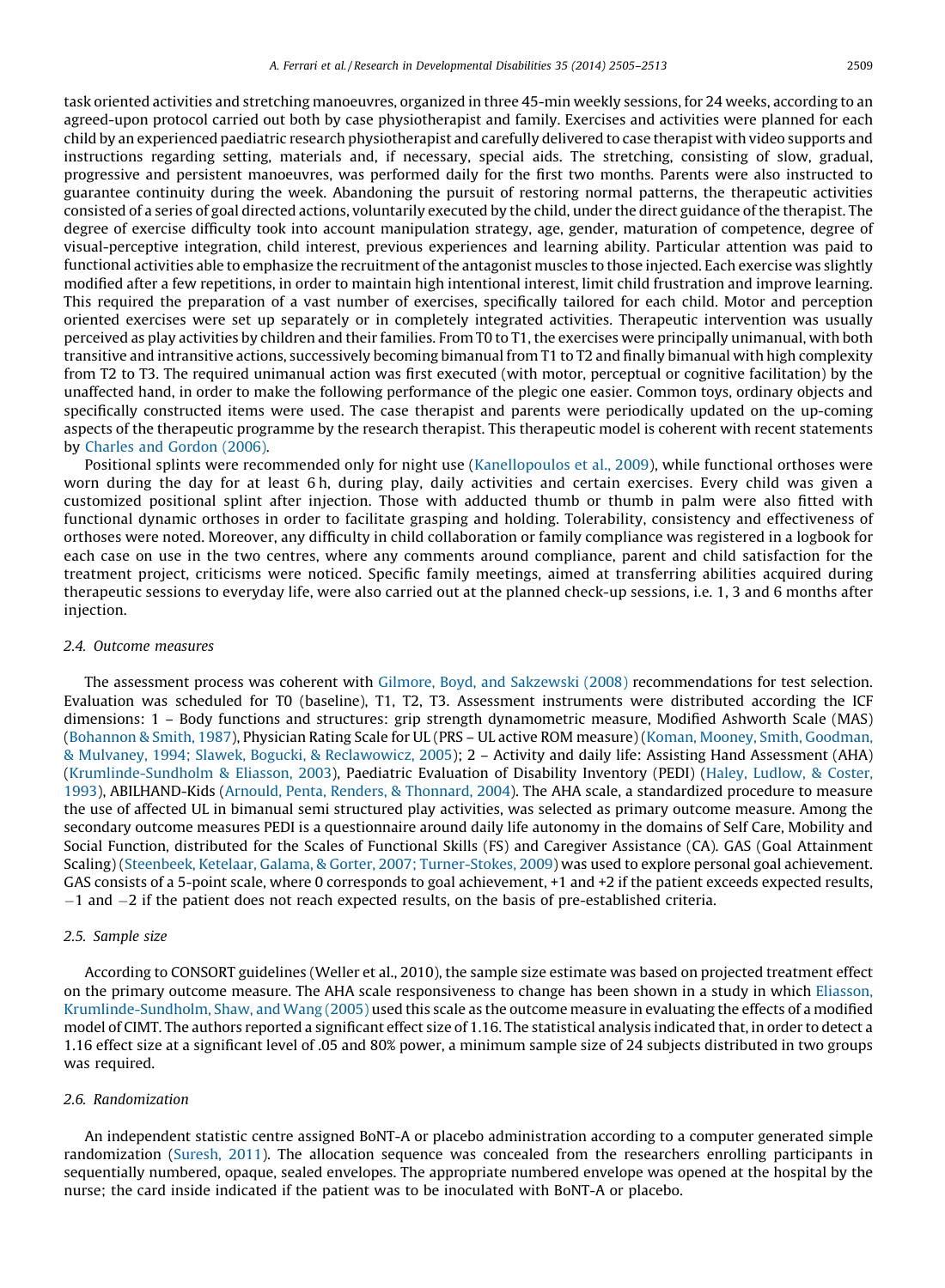task oriented activities and stretching manoeuvres, organized in three 45-min weekly sessions, for 24 weeks, according to an agreed-upon protocol carried out both by case physiotherapist and family. Exercises and activities were planned for each child by an experienced paediatric research physiotherapist and carefully delivered to case therapist with video supports and instructions regarding setting, materials and, if necessary, special aids. The stretching, consisting of slow, gradual, progressive and persistent manoeuvres, was performed daily for the first two months. Parents were also instructed to guarantee continuity during the week. Abandoning the pursuit of restoring normal patterns, the therapeutic activities consisted of a series of goal directed actions, voluntarily executed by the child, under the direct guidance of the therapist. The degree of exercise difficulty took into account manipulation strategy, age, gender, maturation of competence, degree of visual-perceptive integration, child interest, previous experiences and learning ability. Particular attention was paid to functional activities able to emphasize the recruitment of the antagonist muscles to those injected. Each exercise was slightly modified after a few repetitions, in order to maintain high intentional interest, limit child frustration and improve learning. This required the preparation of a vast number of exercises, specifically tailored for each child. Motor and perception oriented exercises were set up separately or in completely integrated activities. Therapeutic intervention was usually perceived as play activities by children and their families. From T0 to T1, the exercises were principally unimanual, with both transitive and intransitive actions, successively becoming bimanual from T1 to T2 and finally bimanual with high complexity from T2 to T3. The required unimanual action was first executed (with motor, perceptual or cognitive facilitation) by the unaffected hand, in order to make the following performance of the plegic one easier. Common toys, ordinary objects and specifically constructed items were used. The case therapist and parents were periodically updated on the up-coming aspects of the therapeutic programme by the research therapist. This therapeutic model is coherent with recent statements by Charles and Gordon (2006).

Positional splints were recommended only for night use (Kanellopoulos et al., 2009), while functional orthoses were worn during the day for at least 6 h, during play, daily activities and certain exercises. Every child was given a customized positional splint after injection. Those with adducted thumb or thumb in palm were also fitted with functional dynamic orthoses in order to facilitate grasping and holding. Tolerability, consistency and effectiveness of orthoses were noted. Moreover, any difficulty in child collaboration or family compliance was registered in a logbook for each case on use in the two centres, where any comments around compliance, parent and child satisfaction for the treatment project, criticisms were noticed. Specific family meetings, aimed at transferring abilities acquired during therapeutic sessions to everyday life, were also carried out at the planned check-up sessions, i.e. 1, 3 and 6 months after injection.

### 2.4. Outcome measures

The assessment process was coherent with Gilmore, Boyd, and Sakzewski (2008) recommendations for test selection. Evaluation was scheduled for T0 (baseline), T1, T2, T3. Assessment instruments were distributed according the ICF dimensions: 1 – Body functions and structures: grip strength dynamometric measure, Modified Ashworth Scale (MAS) (Bohannon & Smith, 1987), Physician Rating Scale for UL (PRS – UL active ROM measure) (Koman, Mooney, Smith, Goodman, & Mulvaney, 1994; Slawek, Bogucki, & Reclawowicz, 2005); 2 – Activity and daily life: Assisting Hand Assessment (AHA) (Krumlinde-Sundholm & Eliasson, 2003), Paediatric Evaluation of Disability Inventory (PEDI) (Haley, Ludlow, & Coster, 1993), ABILHAND-Kids (Arnould, Penta, Renders, & Thonnard, 2004). The AHA scale, a standardized procedure to measure the use of affected UL in bimanual semi structured play activities, was selected as primary outcome measure. Among the secondary outcome measures PEDI is a questionnaire around daily life autonomy in the domains of Self Care, Mobility and Social Function, distributed for the Scales of Functional Skills (FS) and Caregiver Assistance (CA). GAS (Goal Attainment Scaling) (Steenbeek, Ketelaar, Galama, & Gorter, 2007; Turner-Stokes, 2009) was used to explore personal goal achievement. GAS consists of a 5-point scale, where 0 corresponds to goal achievement, +1 and +2 if the patient exceeds expected results, −1 and −2 if the patient does not reach expected results, on the basis of pre-established criteria.

### 2.5. Sample size

According to CONSORT guidelines (Weller et al., 2010), the sample size estimate was based on projected treatment effect on the primary outcome measure. The AHA scale responsiveness to change has been shown in a study in which Eliasson, Krumlinde-Sundholm, Shaw, and Wang (2005) used this scale as the outcome measure in evaluating the effects of a modified model of CIMT. The authors reported a significant effect size of 1.16. The statistical analysis indicated that, in order to detect a 1.16 effect size at a significant level of .05 and 80% power, a minimum sample size of 24 subjects distributed in two groups was required.

### 2.6. Randomization

An independent statistic centre assigned BoNT-A or placebo administration according to a computer generated simple randomization (Suresh, 2011). The allocation sequence was concealed from the researchers enrolling participants in sequentially numbered, opaque, sealed envelopes. The appropriate numbered envelope was opened at the hospital by the nurse; the card inside indicated if the patient was to be inoculated with BoNT-A or placebo.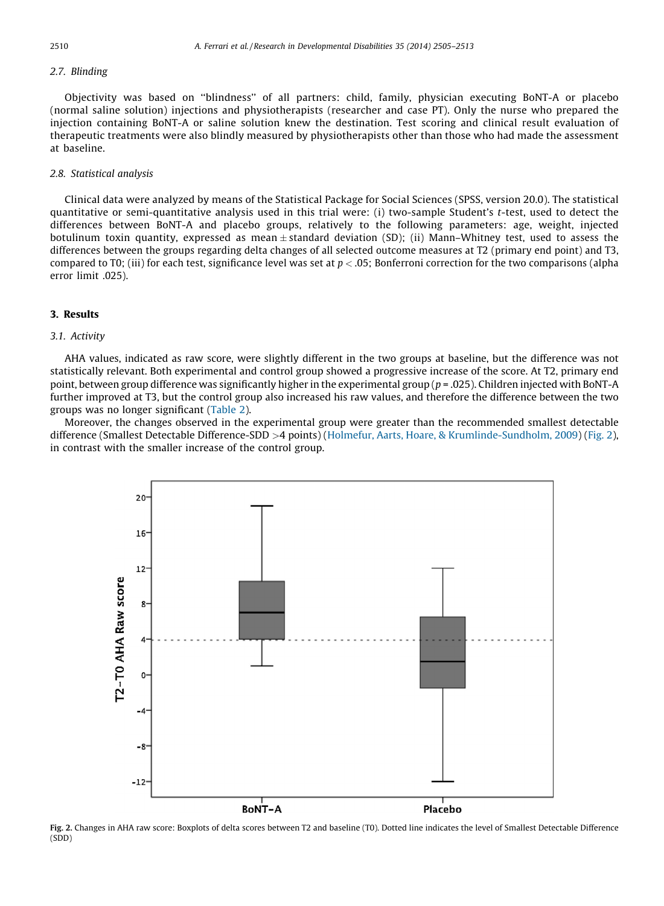### 2.7. Blinding

Objectivity was based on "blindness" of all partners: child, family, physician executing BoNT-A or placebo (normal saline solution) injections and physiotherapists (researcher and case PT). Only the nurse who prepared the injection containing BoNT-A or saline solution knew the destination. Test scoring and clinical result evaluation of therapeutic treatments were also blindly measured by physiotherapists other than those who had made the assessment at baseline.

### 2.8. Statistical analysis

Clinical data were analyzed by means of the Statistical Package for Social Sciences (SPSS, version 20.0). The statistical quantitative or semi-quantitative analysis used in this trial were: (i) two-sample Student's *t*-test, used to detect the differences between BoNT-A and placebo groups, relatively to the following parameters: age, weight, injected botulinum toxin quantity, expressed as mean ± standard deviation (SD); (ii) Mann–Whitney test, used to assess the differences between the groups regarding delta changes of all selected outcome measures at T2 (primary end point) and T3, compared to T0; (iii) for each test, significance level was set at $p < .05$; Bonferroni correction for the two comparisons (alpha error limit .025).

## 3. Results

### 3.1. Activity

AHA values, indicated as raw score, were slightly different in the two groups at baseline, but the difference was not statistically relevant. Both experimental and control group showed a progressive increase of the score. At T2, primary end point, between group difference was significantly higher in the experimental group ($p = .025$). Children injected with BoNT-A further improved at T3, but the control group also increased his raw values, and therefore the difference between the two groups was no longer significant (Table 2).

Moreover, the changes observed in the experimental group were greater than the recommended smallest detectable difference (Smallest Detectable Difference-SDD >4 points) (Holmefur, Aarts, Hoare, & Krumlinde-Sundholm, 2009) (Fig. 2), in contrast with the smaller increase of the control group.

**Fig. 2.** Changes in AHA raw score: Boxplots of delta scores between T2 and baseline (T0). Dotted line indicates the level of Smallest Detectable Difference (SDD)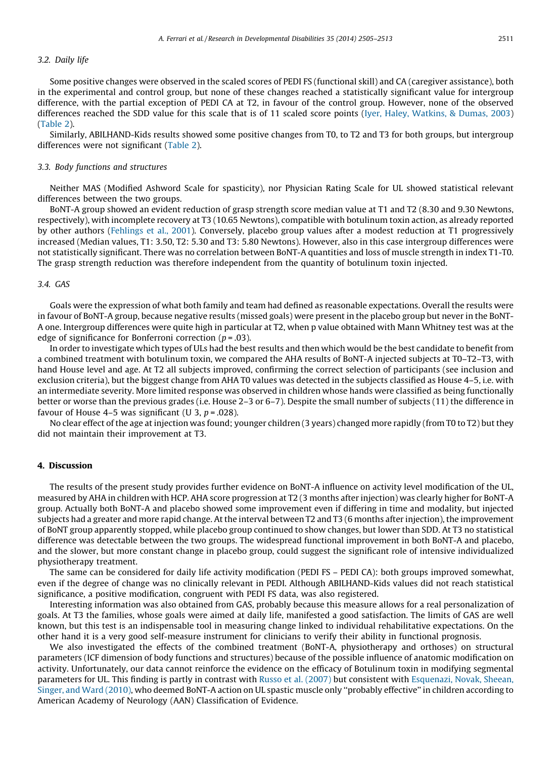### 3.2. Daily life

Some positive changes were observed in the scaled scores of PEDI FS (functional skill) and CA (caregiver assistance), both in the experimental and control group, but none of these changes reached a statistically significant value for intergroup difference, with the partial exception of PEDI CA at T2, in favour of the control group. However, none of the observed differences reached the SDD value for this scale that is of 11 scaled score points (Iyer, Haley, Watkins, & Dumas, 2003) (Table 2).

Similarly, ABILHAND-Kids results showed some positive changes from T0, to T2 and T3 for both groups, but intergroup differences were not significant (Table 2).

### 3.3. Body functions and structures

Neither MAS (Modified Ashword Scale for spasticity), nor Physician Rating Scale for UL showed statistical relevant differences between the two groups.

BoNT-A group showed an evident reduction of grasp strength score median value at T1 and T2 (8.30 and 9.30 Newtons, respectively), with incomplete recovery at T3 (10.65 Newtons), compatible with botulinum toxin action, as already reported by other authors (Fehlings et al., 2001). Conversely, placebo group values after a modest reduction at T1 progressively increased (Median values, T1: 3.50, T2: 5.30 and T3: 5.80 Newtons). However, also in this case intergroup differences were not statistically significant. There was no correlation between BoNT-A quantities and loss of muscle strength in index T1-T0. The grasp strength reduction was therefore independent from the quantity of botulinum toxin injected.

### 3.4. GAS

Goals were the expression of what both family and team had defined as reasonable expectations. Overall the results were in favour of BoNT-A group, because negative results (missed goals) were present in the placebo group but never in the BoNT-A one. Intergroup differences were quite high in particular at T2, when p value obtained with Mann Whitney test was at the edge of significance for Bonferroni correction ($p = .03$).

In order to investigate which types of ULs had the best results and then which would be the best candidate to benefit from a combined treatment with botulinum toxin, we compared the AHA results of BoNT-A injected subjects at T0–T2–T3, with hand House level and age. At T2 all subjects improved, confirming the correct selection of participants (see inclusion and exclusion criteria), but the biggest change from AHA T0 values was detected in the subjects classified as House 4–5, i.e. with an intermediate severity. More limited response was observed in children whose hands were classified as being functionally better or worse than the previous grades (i.e. House 2–3 or 6–7). Despite the small number of subjects (11) the difference in favour of House 4–5 was significant (U 3, $p = .028$).

No clear effect of the age at injection was found; younger children (3 years) changed more rapidly (from T0 to T2) but they did not maintain their improvement at T3.

## 4. Discussion

The results of the present study provides further evidence on BoNT-A influence on activity level modification of the UL, measured by AHA in children with HCP. AHA score progression at T2 (3 months after injection) was clearly higher for BoNT-A group. Actually both BoNT-A and placebo showed some improvement even if differing in time and modality, but injected subjects had a greater and more rapid change. At the interval between T2 and T3 (6 months after injection), the improvement of BoNT group apparently stopped, while placebo group continued to show changes, but lower than SDD. At T3 no statistical difference was detectable between the two groups. The widespread functional improvement in both BoNT-A and placebo, and the slower, but more constant change in placebo group, could suggest the significant role of intensive individualized physiotherapy treatment.

The same can be considered for daily life activity modification (PEDI FS – PEDI CA): both groups improved somewhat, even if the degree of change was no clinically relevant in PEDI. Although ABILHAND-Kids values did not reach statistical significance, a positive modification, congruent with PEDI FS data, was also registered.

Interesting information was also obtained from GAS, probably because this measure allows for a real personalization of goals. At T3 the families, whose goals were aimed at daily life, manifested a good satisfaction. The limits of GAS are well known, but this test is an indispensable tool in measuring change linked to individual rehabilitative expectations. On the other hand it is a very good self-measure instrument for clinicians to verify their ability in functional prognosis.

We also investigated the effects of the combined treatment (BoNT-A, physiotherapy and orthoses) on structural parameters (ICF dimension of body functions and structures) because of the possible influence of anatomic modification on activity. Unfortunately, our data cannot reinforce the evidence on the efficacy of Botulinum toxin in modifying segmental parameters for UL. This finding is partly in contrast with Russo et al. (2007) but consistent with Esquenazi, Novak, Sheean, Singer, and Ward (2010), who deemed BoNT-A action on UL spastic muscle only ''probably effective'' in children according to American Academy of Neurology (AAN) Classification of Evidence.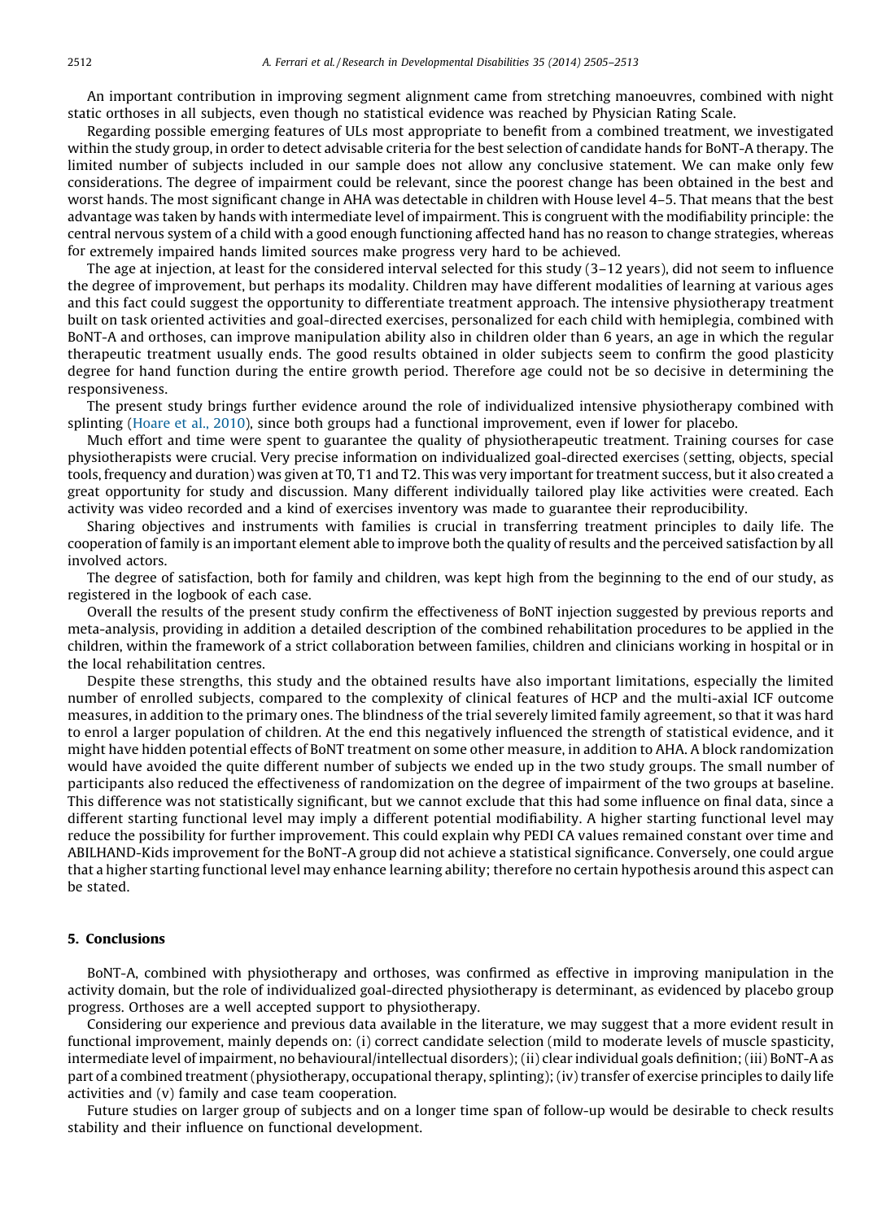An important contribution in improving segment alignment came from stretching manoeuvres, combined with night static orthoses in all subjects, even though no statistical evidence was reached by Physician Rating Scale.

Regarding possible emerging features of ULs most appropriate to benefit from a combined treatment, we investigated within the study group, in order to detect advisable criteria for the best selection of candidate hands for BoNT-A therapy. The limited number of subjects included in our sample does not allow any conclusive statement. We can make only few considerations. The degree of impairment could be relevant, since the poorest change has been obtained in the best and worst hands. The most significant change in AHA was detectable in children with House level 4–5. That means that the best advantage was taken by hands with intermediate level of impairment. This is congruent with the modifiability principle: the central nervous system of a child with a good enough functioning affected hand has no reason to change strategies, whereas for extremely impaired hands limited sources make progress very hard to be achieved.

The age at injection, at least for the considered interval selected for this study (3–12 years), did not seem to influence the degree of improvement, but perhaps its modality. Children may have different modalities of learning at various ages and this fact could suggest the opportunity to differentiate treatment approach. The intensive physiotherapy treatment built on task oriented activities and goal-directed exercises, personalized for each child with hemiplegia, combined with BoNT-A and orthoses, can improve manipulation ability also in children older than 6 years, an age in which the regular therapeutic treatment usually ends. The good results obtained in older subjects seem to confirm the good plasticity degree for hand function during the entire growth period. Therefore age could not be so decisive in determining the responsiveness.

The present study brings further evidence around the role of individualized intensive physiotherapy combined with splinting (Hoare et al., 2010), since both groups had a functional improvement, even if lower for placebo.

Much effort and time were spent to guarantee the quality of physiotherapeutic treatment. Training courses for case physiotherapists were crucial. Very precise information on individualized goal-directed exercises (setting, objects, special tools, frequency and duration) was given at T0, T1 and T2. This was very important for treatment success, but it also created a great opportunity for study and discussion. Many different individually tailored play like activities were created. Each activity was video recorded and a kind of exercises inventory was made to guarantee their reproducibility.

Sharing objectives and instruments with families is crucial in transferring treatment principles to daily life. The cooperation of family is an important element able to improve both the quality of results and the perceived satisfaction by all involved actors.

The degree of satisfaction, both for family and children, was kept high from the beginning to the end of our study, as registered in the logbook of each case.

Overall the results of the present study confirm the effectiveness of BoNT injection suggested by previous reports and meta-analysis, providing in addition a detailed description of the combined rehabilitation procedures to be applied in the children, within the framework of a strict collaboration between families, children and clinicians working in hospital or in the local rehabilitation centres.

Despite these strengths, this study and the obtained results have also important limitations, especially the limited number of enrolled subjects, compared to the complexity of clinical features of HCP and the multi-axial ICF outcome measures, in addition to the primary ones. The blindness of the trial severely limited family agreement, so that it was hard to enrol a larger population of children. At the end this negatively influenced the strength of statistical evidence, and it might have hidden potential effects of BoNT treatment on some other measure, in addition to AHA. A block randomization would have avoided the quite different number of subjects we ended up in the two study groups. The small number of participants also reduced the effectiveness of randomization on the degree of impairment of the two groups at baseline. This difference was not statistically significant, but we cannot exclude that this had some influence on final data, since a different starting functional level may imply a different potential modifiability. A higher starting functional level may reduce the possibility for further improvement. This could explain why PEDI CA values remained constant over time and ABILHAND-Kids improvement for the BoNT-A group did not achieve a statistical significance. Conversely, one could argue that a higher starting functional level may enhance learning ability; therefore no certain hypothesis around this aspect can be stated.

## 5. Conclusions

BoNT-A, combined with physiotherapy and orthoses, was confirmed as effective in improving manipulation in the activity domain, but the role of individualized goal-directed physiotherapy is determinant, as evidenced by placebo group progress. Orthoses are a well accepted support to physiotherapy.

Considering our experience and previous data available in the literature, we may suggest that a more evident result in functional improvement, mainly depends on: (i) correct candidate selection (mild to moderate levels of muscle spasticity, intermediate level of impairment, no behavioural/intellectual disorders); (ii) clear individual goals definition; (iii) BoNT-A as part of a combined treatment (physiotherapy, occupational therapy, splinting); (iv) transfer of exercise principles to daily life activities and (v) family and case team cooperation.

Future studies on larger group of subjects and on a longer time span of follow-up would be desirable to check results stability and their influence on functional development.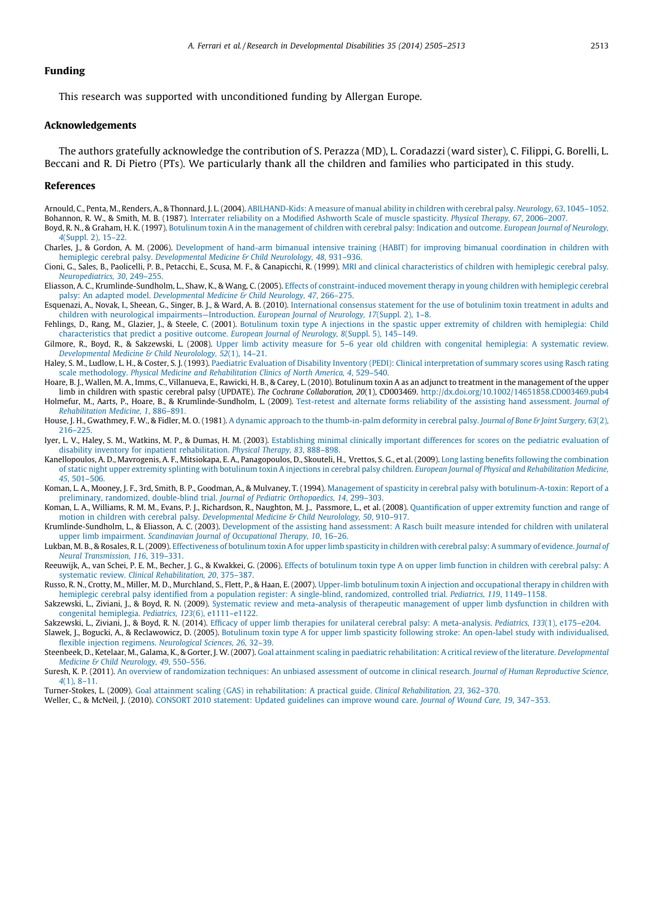## Funding

This research was supported with unconditioned funding by Allergan Europe.

## Acknowledgements

The authors gratefully acknowledge the contribution of S. Perazza (MD), L. Coradazzi (ward sister), C. Filippi, G. Borelli, L. Beccani and R. Di Pietro (PTs). We particularly thank all the children and families who participated in this study.

## References

Arnould, C., Penta, M., Renders, A., & Thonnard, J. L. (2004). ABILHAND-Kids: A measure of manual ability in children with cerebral palsy. *Neurology, 63*, 1045–1052.

Bohannon, R. W., & Smith, M. B. (1987). Interrater reliability on a Modified Ashworth Scale of muscle spasticity. *Physical Therapy, 67*, 2006–2007.

Boyd, R. N., & Graham, H. K. (1997). Botulinum toxin A in the management of children with cerebral palsy: Indication and outcome. *European Journal of Neurology, 4*(Suppl. 2), 15–22.

Charles, J., & Gordon, A. M. (2006). Development of hand-arm bimanual intensive training (HABIT) for improving bimanual coordination in children with hemiplegic cerebral palsy. *Developmental Medicine & Child Neurolology, 48*, 931–936.

Cioni, G., Sales, B., Paolicelli, P. B., Petacchi, E., Scusa, M. F., & Canapicchi, R. (1999). MRI and clinical characteristics of children with hemiplegic cerebral palsy. *Neuropediatrics, 30*, 249–255.

Eliasson, A. C., Krumlinde-Sundholm, L., Shaw, K., & Wang, C. (2005). Effects of constraint-induced movement therapy in young children with hemiplegic cerebral palsy: An adapted model. *Developmental Medicine & Child Neurology, 47*, 266–275.

Esquenazi, A., Novak, I., Sheean, G., Singer, B. J., & Ward, A. B. (2010). International consensus statement for the use of botulinim toxin treatment in adults and children with neurological impairments—Introduction. *European Journal of Neurology, 17*(Suppl. 2), 1–8.

Fehlings, D., Rang, M., Glazier, J., & Steele, C. (2001). Botulinum toxin type A injections in the spastic upper extremity of children with hemiplegia: Child characteristics that predict a positive outcome. *European Journal of Neurology, 8*(Suppl. 5), 145–149.

Gilmore, R., Boyd, R., & Sakzewski, L. (2008). Upper limb activity measure for 5–6 year old children with congenital hemiplegia: A systematic review. *Developmental Medicine & Child Neurolology, 52*(1), 14–21.

Haley, S. M., Ludlow, L. H., & Coster, S. J. (1993). Paediatric Evaluation of Disability Inventory (PEDI): Clinical interpretation of summary scores using Rasch rating scale methodology. *Physical Medicine and Rehabilitation Clinics of North America, 4*, 529–540.

Hoare, B. J., Wallen, M. A., Imms, C., Villanueva, E., Rawicki, H. B., & Carey, L. (2010). Botulinum toxin A as an adjunct to treatment in the management of the upper limb in children with spastic cerebral palsy (UPDATE). *The Cochrane Collaboration, 20*(1), CD003469. http://dx.doi.org/10.1002/14651858.CD003469.pub4

Holmefur, M., Aarts, P., Hoare, B., & Krumlinde-Sundholm, L. (2009). Test-retest and alternate forms reliability of the assisting hand assessment. *Journal of Rehabilitation Medicine, 1*, 886–891.

House, J. H., Gwathmey, F. W., & Fidler, M. O. (1981). A dynamic approach to the thumb-in-palm deformity in cerebral palsy. *Journal of Bone & Joint Surgery, 63*(2), 216–225.

Iyer, L. V., Haley, S. M., Watkins, M. P., & Dumas, H. M. (2003). Establishing minimal clinically important differences for scores on the pediatric evaluation of disability inventory for inpatient rehabilitation. *Physical Therapy, 83*, 888–898.

Kanellopoulos, A. D., Mavrogenis, A. F., Mitsiokapa, E. A., Panagopoulos, D., Skouteli, H., Vrettos, S. G., et al. (2009). Long lasting benefits following the combination of static night upper extremity splinting with botulinum toxin A injections in cerebral palsy children. *European Journal of Physical and Rehabilitation Medicine, 45*, 501–506.

Koman, L. A., Mooney, J. F., 3rd, Smith, B. P., Goodman, A., & Mulvaney, T. (1994). Management of spasticity in cerebral palsy with botulinum-A-toxin: Report of a preliminary, randomized, double-blind trial. *Journal of Pediatric Orthopaedics, 14*, 299–303.

Koman, L. A., Williams, R. M. M., Evans, P. J., Richardson, R., Naughton, M. J., Passmore, L., et al. (2008). Quantification of upper extremity function and range of motion in children with cerebral palsy. *Developmental Medicine & Child Neurolology, 50*, 910–917.

Krumlinde-Sundholm, L., & Eliasson, A. C. (2003). Development of the assisting hand assessment: A Rasch built measure intended for children with unilateral upper limb impairment. *Scandinavian Journal of Occupational Therapy, 10*, 16–26.

Lukban, M. B., & Rosales, R. L. (2009). Effectiveness of botulinum toxin A for upper limb spasticity in children with cerebral palsy: A summary of evidence. *Journal of Neural Transmission, 116*, 319–331.

Reeuwijk, A., van Schei, P. E. M., Becher, J. G., & Kwakkei, G. (2006). Effects of botulinum toxin type A on upper limb function in children with cerebral palsy: A systematic review. *Clinical Rehabilitation, 20*, 375–387.

Russo, R. N., Crotty, M., Miller, M. D., Murchland, S., Flett, P., & Haan, E. (2007). Upper-limb botulinum toxin A injection and occupational therapy in children with hemiplegic cerebral palsy identified from a population register: A single-blind, randomized, controlled trial. *Pediatrics, 119*, 1149–1158.

Sakzewski, L., Ziviani, J., & Boyd, R. N. (2009). Systematic review and meta-analysis of therapeutic management of upper limb dysfunction in children with congenital hemiplegia. *Pediatrics, 123*(6), e1111–e1122.

Sakzewski, L., Ziviani, J., & Boyd, R. N. (2014). Efficacy of upper limb therapies for unilateral cerebral palsy: A meta-analysis. *Pediatrics, 133*(1), e175–e204.

Slawek, J., Bogucki, A., & Reclawowicz, D. (2005). Botulinum toxin type A for upper limb spasticity following stroke: An open-label study with individualised, flexible injection regimens. *Neurological Sciences, 26*, 32–39.

Steenbeek, D., Ketelaar, M., Galama, K., & Gorter, J. W. (2007). Goal attainment scaling in paediatric rehabilitation: A critical review of the literature. *Developmental Medicine & Child Neurology, 49*, 550–556.

Suresh, K. P. (2011). An overview of randomization techniques: An unbiased assessment of outcome in clinical research. *Journal of Human Reproductive Science, 4*(1), 8–11.

Turner-Stokes, L. (2009). Goal attainment scaling (GAS) in rehabilitation: A practical guide. *Clinical Rehabilitation, 23*, 362–370.

Weller, C., & McNeil, J. (2010). CONSORT 2010 statement: Updated guidelines can improve wound care. *Journal of Wound Care, 19*, 347–353.